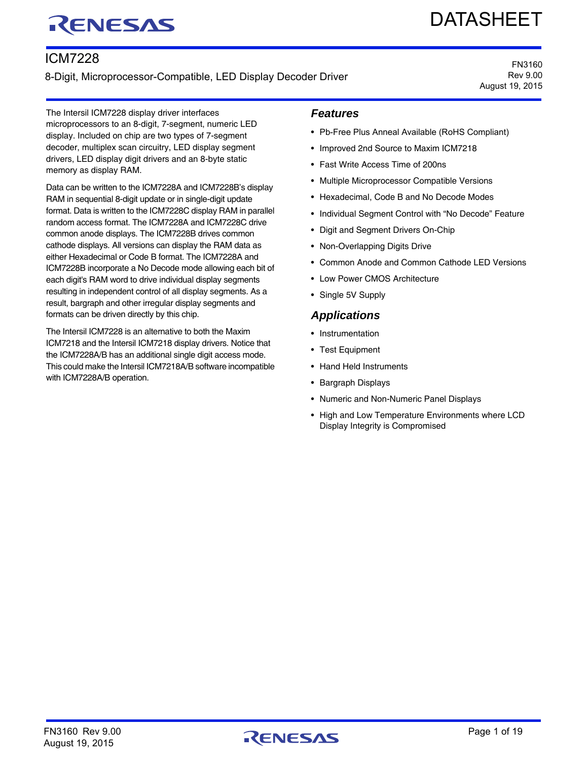# ICM7228

8-Digit, Microprocessor-Compatible, LED Display Decoder Driver

FN3160
Rev 9.00
August 19, 2015

The Intersil ICM7228 display driver interfaces microprocessors to an 8-digit, 7-segment, numeric LED display. Included on chip are two types of 7-segment decoder, multiplex scan circuitry, LED display segment drivers, LED display digit drivers and an 8-byte static memory as display RAM.

Data can be written to the ICM7228A and ICM7228B's display RAM in sequential 8-digit update or in single-digit update format. Data is written to the ICM7228C display RAM in parallel random access format. The ICM7228A and ICM7228C drive common anode displays. The ICM7228B drives common cathode displays. All versions can display the RAM data as either Hexadecimal or Code B format. The ICM7228A and ICM7228B incorporate a No Decode mode allowing each bit of each digit's RAM word to drive individual display segments resulting in independent control of all display segments. As a result, bargraph and other irregular display segments and formats can be driven directly by this chip.

The Intersil ICM7228 is an alternative to both the Maxim ICM7218 and the Intersil ICM7218 display drivers. Notice that the ICM7228A/B has an additional single digit access mode. This could make the Intersil ICM7218A/B software incompatible with ICM7228A/B operation.

## Features

- Pb-Free Plus Anneal Available (RoHS Compliant)
- Improved 2nd Source to Maxim ICM7218
- Fast Write Access Time of 200ns
- Multiple Microprocessor Compatible Versions
- Hexadecimal, Code B and No Decode Modes
- Individual Segment Control with "No Decode" Feature
- Digit and Segment Drivers On-Chip
- Non-Overlapping Digits Drive
- Common Anode and Common Cathode LED Versions
- Low Power CMOS Architecture
- Single 5V Supply

## Applications

- Instrumentation
- Test Equipment
- Hand Held Instruments
- Bargraph Displays
- Numeric and Non-Numeric Panel Displays
- High and Low Temperature Environments where LCD Display Integrity is Compromised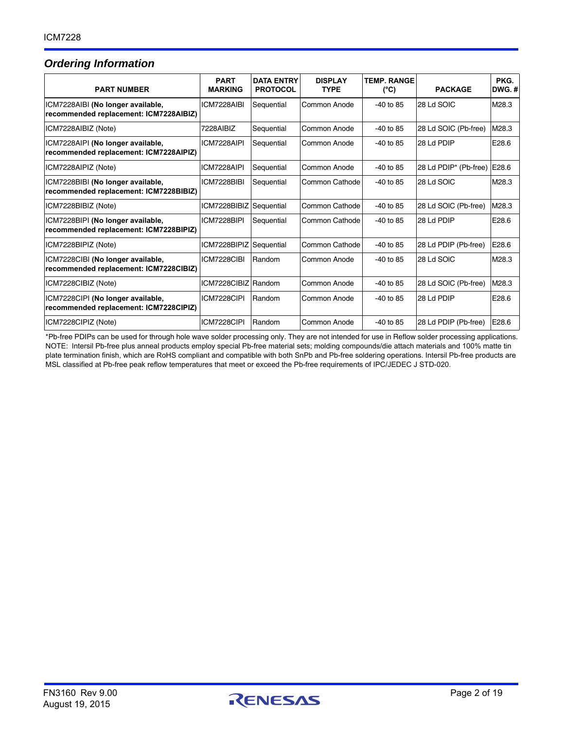## Ordering Information

| PART NUMBER | PART MARKING | DATA ENTRY PROTOCOL | DISPLAY TYPE | TEMP. RANGE (°C) | PACKAGE | PKG. DWG. # |
|---|---|---|---|---|---|---|
| ICM7228AIBI **(No longer available, recommended replacement: ICM7228AIBIZ)** | ICM7228AIBI | Sequential | Common Anode | -40 to 85 | 28 Ld SOIC | M28.3 |
| ICM7228AIBIZ (Note) | 7228AIBIZ | Sequential | Common Anode | -40 to 85 | 28 Ld SOIC (Pb-free) | M28.3 |
| ICM7228AIPI **(No longer available, recommended replacement: ICM7228AIPIZ)** | ICM7228AIPI | Sequential | Common Anode | -40 to 85 | 28 Ld PDIP | E28.6 |
| ICM7228AIPIZ (Note) | ICM7228AIPI | Sequential | Common Anode | -40 to 85 | 28 Ld PDIP* (Pb-free) | E28.6 |
| ICM7228BIBI **(No longer available, recommended replacement: ICM7228BIBIZ)** | ICM7228BIBI | Sequential | Common Cathode | -40 to 85 | 28 Ld SOIC | M28.3 |
| ICM7228BIBIZ (Note) | ICM7228BIBIZ | Sequential | Common Cathode | -40 to 85 | 28 Ld SOIC (Pb-free) | M28.3 |
| ICM7228BIPI **(No longer available, recommended replacement: ICM7228BIPIZ)** | ICM7228BIPI | Sequential | Common Cathode | -40 to 85 | 28 Ld PDIP | E28.6 |
| ICM7228BIPIZ (Note) | ICM7228BIPIZ | Sequential | Common Cathode | -40 to 85 | 28 Ld PDIP (Pb-free) | E28.6 |
| ICM7228CIBI **(No longer available, recommended replacement: ICM7228CIBIZ)** | ICM7228CIBI | Random | Common Anode | -40 to 85 | 28 Ld SOIC | M28.3 |
| ICM7228CIBIZ (Note) | ICM7228CIBIZ | Random | Common Anode | -40 to 85 | 28 Ld SOIC (Pb-free) | M28.3 |
| ICM7228CIPI **(No longer available, recommended replacement: ICM7228CIPIZ)** | ICM7228CIPI | Random | Common Anode | -40 to 85 | 28 Ld PDIP | E28.6 |
| ICM7228CIPIZ (Note) | ICM7228CIPI | Random | Common Anode | -40 to 85 | 28 Ld PDIP (Pb-free) | E28.6 |

*Pb-free PDIPs can be used for through hole wave solder processing only. They are not intended for use in Reflow solder processing applications.

NOTE: Intersil Pb-free plus anneal products employ special Pb-free material sets; molding compounds/die attach materials and 100% matte tin plate termination finish, which are RoHS compliant and compatible with both SnPb and Pb-free soldering operations. Intersil Pb-free products are MSL classified at Pb-free peak reflow temperatures that meet or exceed the Pb-free requirements of IPC/JEDEC J STD-020.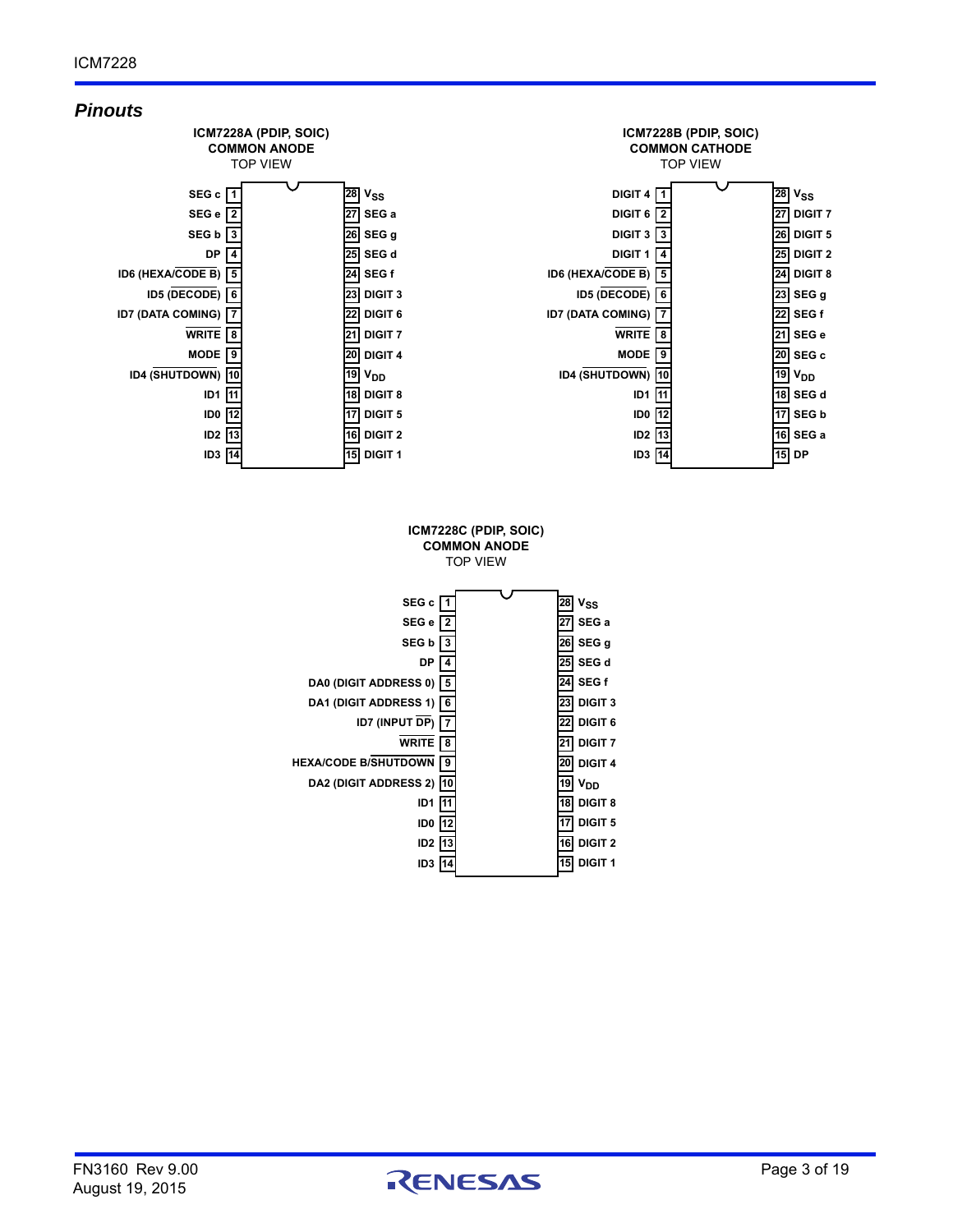## *Pinouts*

**ICM7228A (PDIP, SOIC)**
**COMMON ANODE**
TOP VIEW

| Pin | Name | Pin | Name |
|---|---|---|---|
| 1 | SEG c | 28 | $V_{SS}$ |
| 2 | SEG e | 27 | SEG a |
| 3 | SEG b | 26 | SEG g |
| 4 | DP | 25 | SEG d |
| 5 | ID6 (HEXA/CODE B) | 24 | SEG f |
| 6 | ID5 (DECODE) | 23 | DIGIT 3 |
| 7 | ID7 (DATA COMING) | 22 | DIGIT 6 |
| 8 | WRITE | 21 | DIGIT 7 |
| 9 | MODE | 20 | DIGIT 4 |
| 10 | ID4 (SHUTDOWN) | 19 | $V_{DD}$ |
| 11 | ID1 | 18 | DIGIT 8 |
| 12 | ID0 | 17 | DIGIT 5 |
| 13 | ID2 | 16 | DIGIT 2 |
| 14 | ID3 | 15 | DIGIT 1 |

**ICM7228B (PDIP, SOIC)**
**COMMON CATHODE**
TOP VIEW

| Pin | Name | Pin | Name |
|---|---|---|---|
| 1 | DIGIT 4 | 28 | $V_{SS}$ |
| 2 | DIGIT 6 | 27 | DIGIT 7 |
| 3 | DIGIT 3 | 26 | DIGIT 5 |
| 4 | DIGIT 1 | 25 | DIGIT 2 |
| 5 | ID6 (HEXA/CODE B) | 24 | DIGIT 8 |
| 6 | ID5 (DECODE) | 23 | SEG g |
| 7 | ID7 (DATA COMING) | 22 | SEG f |
| 8 | WRITE | 21 | SEG e |
| 9 | MODE | 20 | SEG c |
| 10 | ID4 (SHUTDOWN) | 19 | $V_{DD}$ |
| 11 | ID1 | 18 | SEG d |
| 12 | ID0 | 17 | SEG b |
| 13 | ID2 | 16 | SEG a |
| 14 | ID3 | 15 | DP |

**ICM7228C (PDIP, SOIC)**
**COMMON ANODE**
TOP VIEW

| Pin | Name | Pin | Name |
|---|---|---|---|
| 1 | SEG c | 28 | $V_{SS}$ |
| 2 | SEG e | 27 | SEG a |
| 3 | SEG b | 26 | SEG g |
| 4 | DP | 25 | SEG d |
| 5 | DA0 (DIGIT ADDRESS 0) | 24 | SEG f |
| 6 | DA1 (DIGIT ADDRESS 1) | 23 | DIGIT 3 |
| 7 | ID7 (INPUT DP) | 22 | DIGIT 6 |
| 8 | WRITE | 21 | DIGIT 7 |
| 9 | HEXA/CODE B/SHUTDOWN | 20 | DIGIT 4 |
| 10 | DA2 (DIGIT ADDRESS 2) | 19 | $V_{DD}$ |
| 11 | ID1 | 18 | DIGIT 8 |
| 12 | ID0 | 17 | DIGIT 5 |
| 13 | ID2 | 16 | DIGIT 2 |
| 14 | ID3 | 15 | DIGIT 1 |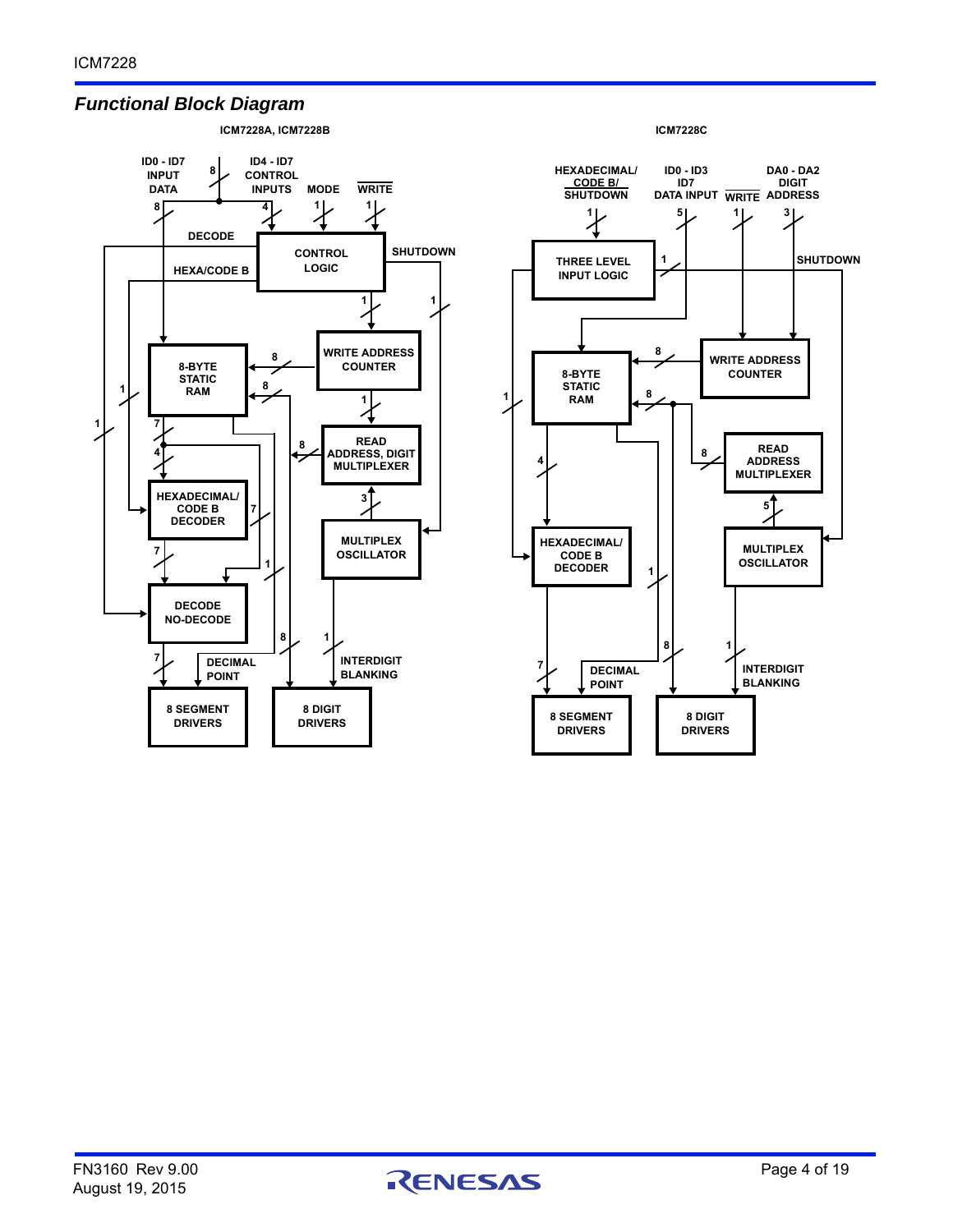## Functional Block Diagram

ICM7228A, ICM7228B

ICM7228C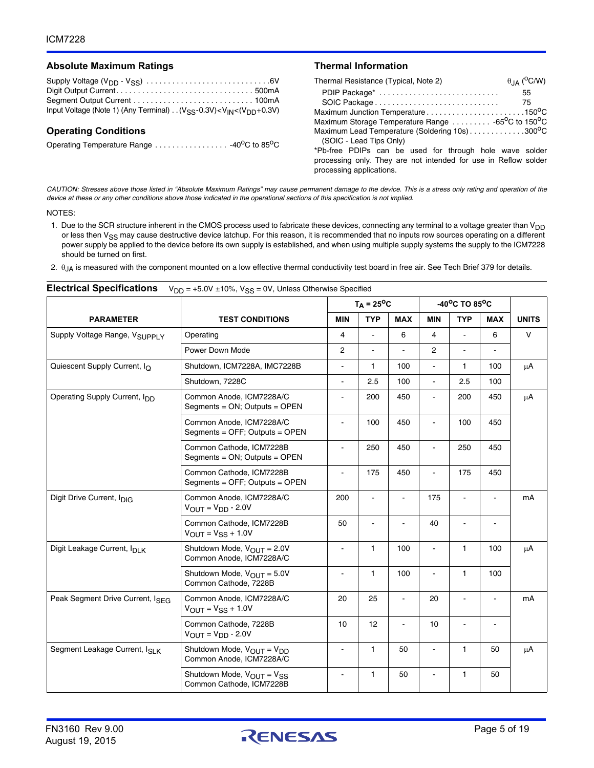## Absolute Maximum Ratings

Supply Voltage ($V_{DD}$ - $V_{SS}$) . . . . . . . . . . . . . . . . . . . . . . . . . . . . .6V
Digit Output Current. . . . . . . . . . . . . . . . . . . . . . . . . . . . . . . . 500mA
Segment Output Current . . . . . . . . . . . . . . . . . . . . . . . . . . . . 100mA
Input Voltage (Note 1) (Any Terminal) . . ($V_{SS}$-0.3V)<$V_{IN}$<($V_{DD}$+0.3V)

## Operating Conditions

Operating Temperature Range . . . . . . . . . . . . . . . . . -40°C to 85°C

## Thermal Information

| Thermal Resistance (Typical, Note 2) | $\theta_{JA}$ (°C/W) |
|---|---|
| PDIP Package* | 55 |
| SOIC Package | 75 |

Maximum Junction Temperature . . . . . . . . . . . . . . . . . . . . . . .150°C
Maximum Storage Temperature Range . . . . . . . . . -65°C to 150°C
Maximum Lead Temperature (Soldering 10s) . . . . . . . . . . . . .300°C
(SOIC - Lead Tips Only)

*Pb-free PDIPs can be used for through hole wave solder processing only. They are not intended for use in Reflow solder processing applications.

*CAUTION: Stresses above those listed in "Absolute Maximum Ratings" may cause permanent damage to the device. This is a stress only rating and operation of the device at these or any other conditions above those indicated in the operational sections of this specification is not implied.*

NOTES:

1. Due to the SCR structure inherent in the CMOS process used to fabricate these devices, connecting any terminal to a voltage greater than $V_{DD}$ or less then $V_{SS}$ may cause destructive device latchup. For this reason, it is recommended that no inputs row sources operating on a different power supply be applied to the device before its own supply is established, and when using multiple supply systems the supply to the ICM7228 should be turned on first.
2. $\theta_{JA}$ is measured with the component mounted on a low effective thermal conductivity test board in free air. See Tech Brief 379 for details.

## Electrical Specifications

$V_{DD}$ = +5.0V ±10%, $V_{SS}$ = 0V, Unless Otherwise Specified

| PARAMETER | TEST CONDITIONS | $T_A$ = 25°C | | | -40°C TO 85°C | | | UNITS |
|---|---|---|---|---|---|---|---|---|
| | | MIN | TYP | MAX | MIN | TYP | MAX | |
| Supply Voltage Range, $V_{SUPPLY}$ | Operating | 4 | - | 6 | 4 | - | 6 | V |
| | Power Down Mode | 2 | - | - | 2 | - | - | |
| Quiescent Supply Current, $I_Q$ | Shutdown, ICM7228A, IMC7228B | - | 1 | 100 | - | 1 | 100 | μA |
| | Shutdown, 7228C | - | 2.5 | 100 | - | 2.5 | 100 | |
| Operating Supply Current, $I_{DD}$ | Common Anode, ICM7228A/C Segments = ON; Outputs = OPEN | - | 200 | 450 | - | 200 | 450 | μA |
| | Common Anode, ICM7228A/C Segments = OFF; Outputs = OPEN | - | 100 | 450 | - | 100 | 450 | |
| | Common Cathode, ICM7228B Segments = ON; Outputs = OPEN | - | 250 | 450 | - | 250 | 450 | |
| | Common Cathode, ICM7228B Segments = OFF; Outputs = OPEN | - | 175 | 450 | - | 175 | 450 | |
| Digit Drive Current, $I_{DIG}$ | Common Anode, ICM7228A/C $V_{OUT}$ = $V_{DD}$ - 2.0V | 200 | - | - | 175 | - | - | mA |
| | Common Cathode, ICM7228B $V_{OUT}$ = $V_{SS}$ + 1.0V | 50 | - | - | 40 | - | - | |
| Digit Leakage Current, $I_{DLK}$ | Shutdown Mode, $V_{OUT}$ = 2.0V Common Anode, ICM7228A/C | - | 1 | 100 | - | 1 | 100 | μA |
| | Shutdown Mode, $V_{OUT}$ = 5.0V Common Cathode, 7228B | - | 1 | 100 | - | 1 | 100 | |
| Peak Segment Drive Current, $I_{SEG}$ | Common Anode, ICM7228A/C $V_{OUT}$ = $V_{SS}$ + 1.0V | 20 | 25 | - | 20 | - | - | mA |
| | Common Cathode, 7228B $V_{OUT}$ = $V_{DD}$ - 2.0V | 10 | 12 | - | 10 | - | - | |
| Segment Leakage Current, $I_{SLK}$ | Shutdown Mode, $V_{OUT}$ = $V_{DD}$ Common Anode, ICM7228A/C | - | 1 | 50 | - | 1 | 50 | μA |
| | Shutdown Mode, $V_{OUT}$ = $V_{SS}$ Common Cathode, ICM7228B | - | 1 | 50 | - | 1 | 50 | |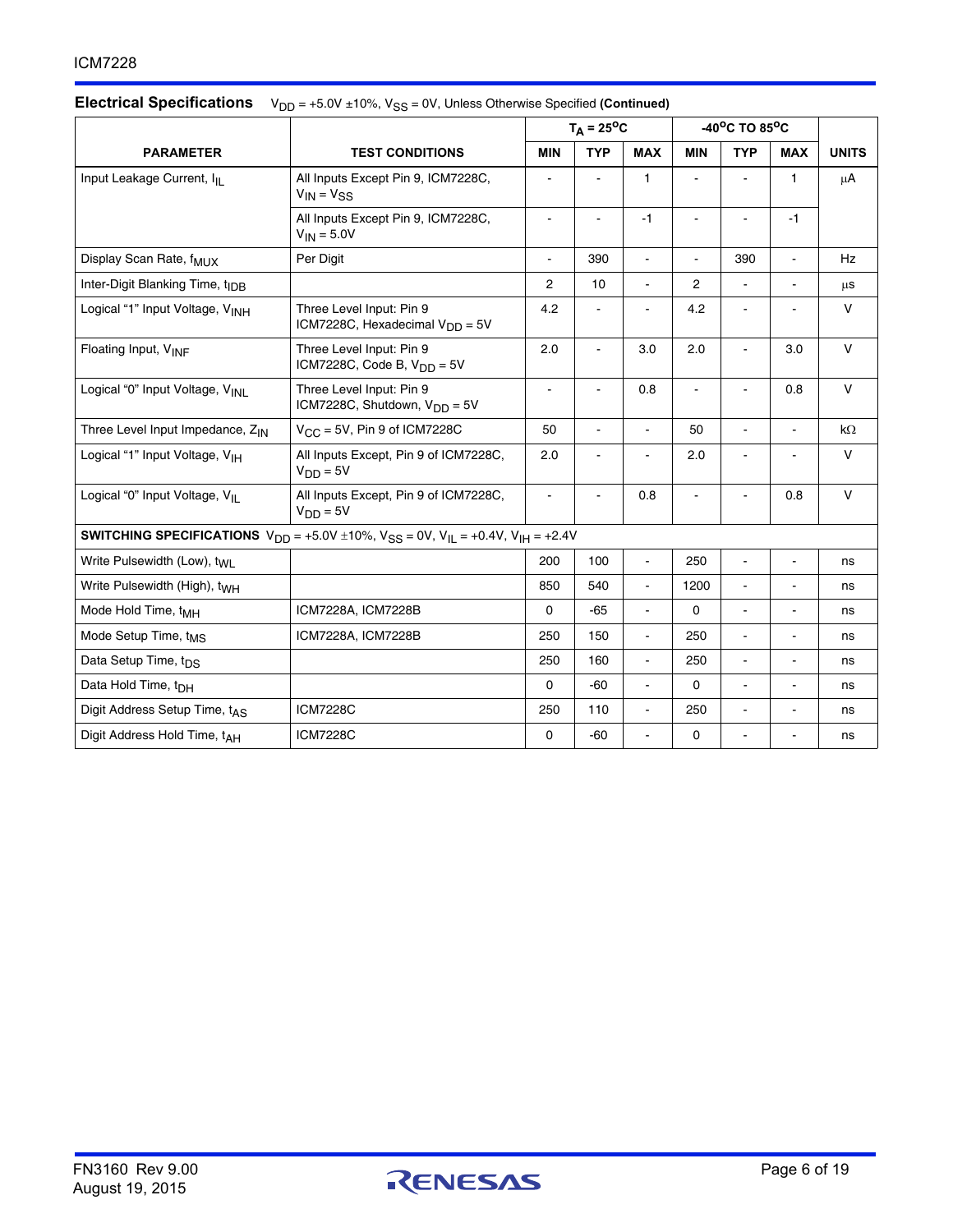## Electrical Specifications

$V_{DD}$ = +5.0V ±10%, $V_{SS}$ = 0V, Unless Otherwise Specified **(Continued)**

| PARAMETER | TEST CONDITIONS | $T_A$ = 25°C | | | -40°C TO 85°C | | | UNITS |
|---|---|---|---|---|---|---|---|---|
| | | MIN | TYP | MAX | MIN | TYP | MAX | |
| Input Leakage Current, $I_{IL}$ | All Inputs Except Pin 9, ICM7228C, $V_{IN} = V_{SS}$ | - | - | 1 | - | - | 1 | µA |
| | All Inputs Except Pin 9, ICM7228C, $V_{IN}$ = 5.0V | - | - | -1 | - | - | -1 | |
| Display Scan Rate, $f_{MUX}$ | Per Digit | - | 390 | - | - | 390 | - | Hz |
| Inter-Digit Blanking Time, $t_{IDB}$ | | 2 | 10 | - | 2 | - | - | µs |
| Logical "1" Input Voltage, $V_{INH}$ | Three Level Input: Pin 9 ICM7228C, Hexadecimal $V_{DD}$ = 5V | 4.2 | - | - | 4.2 | - | - | V |
| Floating Input, $V_{INF}$ | Three Level Input: Pin 9 ICM7228C, Code B, $V_{DD}$ = 5V | 2.0 | - | 3.0 | 2.0 | - | 3.0 | V |
| Logical "0" Input Voltage, $V_{INL}$ | Three Level Input: Pin 9 ICM7228C, Shutdown, $V_{DD}$ = 5V | - | - | 0.8 | - | - | 0.8 | V |
| Three Level Input Impedance, $Z_{IN}$ | $V_{CC}$ = 5V, Pin 9 of ICM7228C | 50 | - | - | 50 | - | - | kΩ |
| Logical "1" Input Voltage, $V_{IH}$ | All Inputs Except, Pin 9 of ICM7228C, $V_{DD}$ = 5V | 2.0 | - | - | 2.0 | - | - | V |
| Logical "0" Input Voltage, $V_{IL}$ | All Inputs Except, Pin 9 of ICM7228C, $V_{DD}$ = 5V | - | - | 0.8 | - | - | 0.8 | V |
| **SWITCHING SPECIFICATIONS** $V_{DD}$ = +5.0V ±10%, $V_{SS}$ = 0V, $V_{IL}$ = +0.4V, $V_{IH}$ = +2.4V | | | | | | | | |
| Write Pulsewidth (Low), $t_{WL}$ | | 200 | 100 | - | 250 | - | - | ns |
| Write Pulsewidth (High), $t_{WH}$ | | 850 | 540 | - | 1200 | - | - | ns |
| Mode Hold Time, $t_{MH}$ | ICM7228A, ICM7228B | 0 | -65 | - | 0 | - | - | ns |
| Mode Setup Time, $t_{MS}$ | ICM7228A, ICM7228B | 250 | 150 | - | 250 | - | - | ns |
| Data Setup Time, $t_{DS}$ | | 250 | 160 | - | 250 | - | - | ns |
| Data Hold Time, $t_{DH}$ | | 0 | -60 | - | 0 | - | - | ns |
| Digit Address Setup Time, $t_{AS}$ | ICM7228C | 250 | 110 | - | 250 | - | - | ns |
| Digit Address Hold Time, $t_{AH}$ | ICM7228C | 0 | -60 | - | 0 | - | - | ns |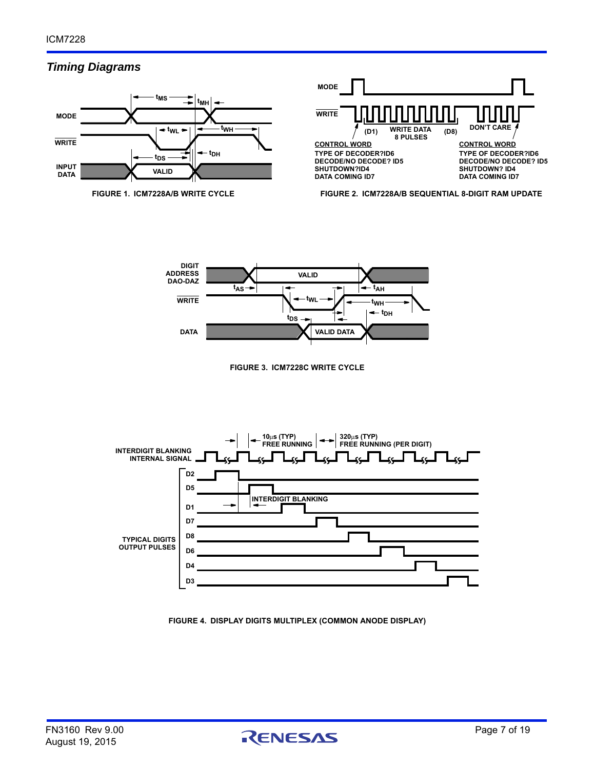## *Timing Diagrams*

MODE

$\overline{\text{WRITE}}$

INPUT DATA

$t_{MS}$ $t_{MH}$ $t_{WL}$ $t_{WH}$ $t_{DS}$ $t_{DH}$

VALID

**FIGURE 1. ICM7228A/B WRITE CYCLE**

MODE

$\overline{\text{WRITE}}$

(D1) WRITE DATA 8 PULSES (D8)

DON'T CARE

CONTROL WORD
TYPE OF DECODER?ID6
DECODE/NO DECODE? ID5
SHUTDOWN?ID4
DATA COMING ID7

CONTROL WORD
TYPE OF DECODER?ID6
DECODE/NO DECODE? ID5
SHUTDOWN? ID4
DATA COMING ID7

**FIGURE 2. ICM7228A/B SEQUENTIAL 8-DIGIT RAM UPDATE**

DIGIT ADDRESS DAO-DAZ

$\overline{\text{WRITE}}$

DATA

VALID

$t_{AS}$ $t_{AH}$ $t_{WL}$ $t_{WH}$ $t_{DH}$ $t_{DS}$

VALID DATA

**FIGURE 3. ICM7228C WRITE CYCLE**

INTERDIGIT BLANKING INTERNAL SIGNAL

10µs (TYP) FREE RUNNING

320µs (TYP) FREE RUNNING (PER DIGIT)

INTERDIGIT BLANKING

TYPICAL DIGITS OUTPUT PULSES

D2
D5
D1
D7
D8
D6
D4
D3

**FIGURE 4. DISPLAY DIGITS MULTIPLEX (COMMON ANODE DISPLAY)**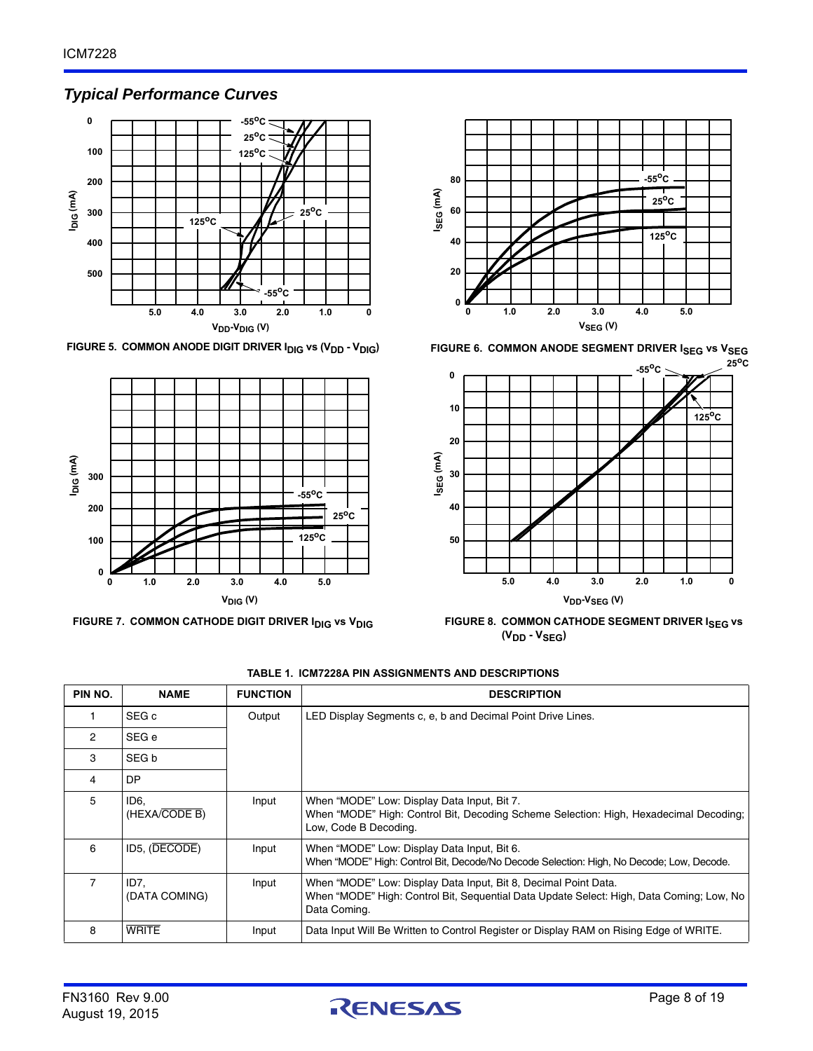## *Typical Performance Curves*

FIGURE 5. COMMON ANODE DIGIT DRIVER $I_{DIG}$ vs ($V_{DD}$ - $V_{DIG}$)

FIGURE 6. COMMON ANODE SEGMENT DRIVER $I_{SEG}$ vs $V_{SEG}$

FIGURE 7. COMMON CATHODE DIGIT DRIVER $I_{DIG}$ vs $V_{DIG}$

FIGURE 8. COMMON CATHODE SEGMENT DRIVER $I_{SEG}$ vs ($V_{DD}$ - $V_{SEG}$)

**TABLE 1. ICM7228A PIN ASSIGNMENTS AND DESCRIPTIONS**

| PIN NO. | NAME | FUNCTION | DESCRIPTION |
|---|---|---|---|
| 1 | SEG c | Output | LED Display Segments c, e, b and Decimal Point Drive Lines. |
| 2 | SEG e | | |
| 3 | SEG b | | |
| 4 | DP | | |
| 5 | ID6, (HEXA/$\overline{\text{CODE B}}$) | Input | When "MODE" Low: Display Data Input, Bit 7. When "MODE" High: Control Bit, Decoding Scheme Selection: High, Hexadecimal Decoding; Low, Code B Decoding. |
| 6 | ID5, ($\overline{\text{DECODE}}$) | Input | When "MODE" Low: Display Data Input, Bit 6. When "MODE" High: Control Bit, Decode/No Decode Selection: High, No Decode; Low, Decode. |
| 7 | ID7, (DATA COMING) | Input | When "MODE" Low: Display Data Input, Bit 8, Decimal Point Data. When "MODE" High: Control Bit, Sequential Data Update Select: High, Data Coming; Low, No Data Coming. |
| 8 | $\overline{\text{WRITE}}$ | Input | Data Input Will Be Written to Control Register or Display RAM on Rising Edge of WRITE. |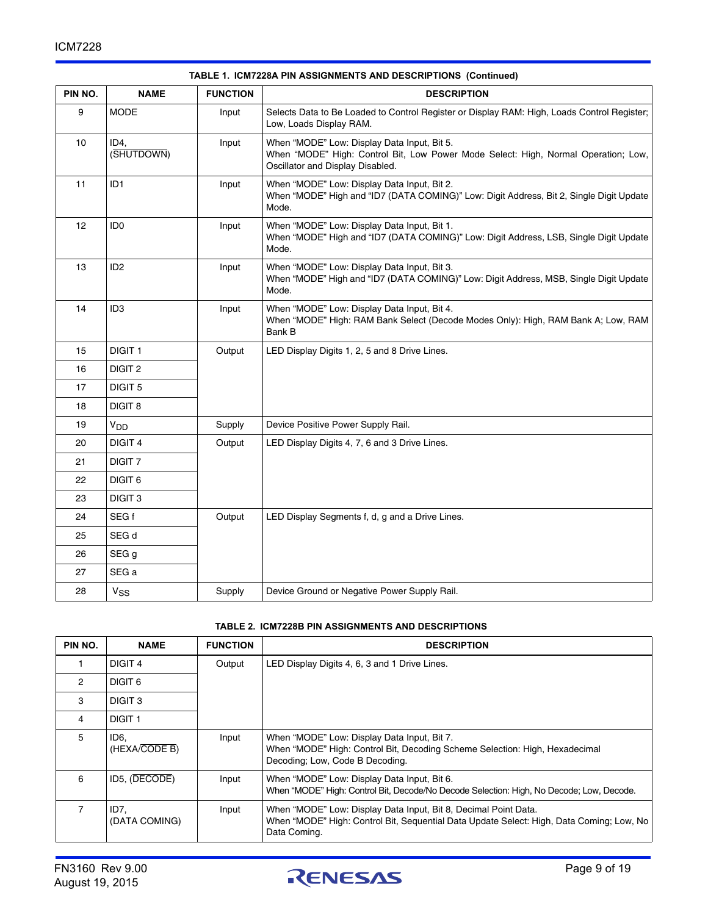**TABLE 1. ICM7228A PIN ASSIGNMENTS AND DESCRIPTIONS (Continued)**

| PIN NO. | NAME | FUNCTION | DESCRIPTION |
|---|---|---|---|
| 9 | MODE | Input | Selects Data to Be Loaded to Control Register or Display RAM: High, Loads Control Register; Low, Loads Display RAM. |
| 10 | ID4, ($\overline{\text{SHUTDOWN}}$) | Input | When "MODE" Low: Display Data Input, Bit 5.<br>When "MODE" High: Control Bit, Low Power Mode Select: High, Normal Operation; Low, Oscillator and Display Disabled. |
| 11 | ID1 | Input | When "MODE" Low: Display Data Input, Bit 2.<br>When "MODE" High and "ID7 (DATA COMING)" Low: Digit Address, Bit 2, Single Digit Update Mode. |
| 12 | ID0 | Input | When "MODE" Low: Display Data Input, Bit 1.<br>When "MODE" High and "ID7 (DATA COMING)" Low: Digit Address, LSB, Single Digit Update Mode. |
| 13 | ID2 | Input | When "MODE" Low: Display Data Input, Bit 3.<br>When "MODE" High and "ID7 (DATA COMING)" Low: Digit Address, MSB, Single Digit Update Mode. |
| 14 | ID3 | Input | When "MODE" Low: Display Data Input, Bit 4.<br>When "MODE" High: RAM Bank Select (Decode Modes Only): High, RAM Bank A; Low, RAM Bank B |
| 15 | DIGIT 1 | Output | LED Display Digits 1, 2, 5 and 8 Drive Lines. |
| 16 | DIGIT 2 | | |
| 17 | DIGIT 5 | | |
| 18 | DIGIT 8 | | |
| 19 | $V_{DD}$ | Supply | Device Positive Power Supply Rail. |
| 20 | DIGIT 4 | Output | LED Display Digits 4, 7, 6 and 3 Drive Lines. |
| 21 | DIGIT 7 | | |
| 22 | DIGIT 6 | | |
| 23 | DIGIT 3 | | |
| 24 | SEG f | Output | LED Display Segments f, d, g and a Drive Lines. |
| 25 | SEG d | | |
| 26 | SEG g | | |
| 27 | SEG a | | |
| 28 | $V_{SS}$ | Supply | Device Ground or Negative Power Supply Rail. |

**TABLE 2. ICM7228B PIN ASSIGNMENTS AND DESCRIPTIONS**

| PIN NO. | NAME | FUNCTION | DESCRIPTION |
|---|---|---|---|
| 1 | DIGIT 4 | Output | LED Display Digits 4, 6, 3 and 1 Drive Lines. |
| 2 | DIGIT 6 | | |
| 3 | DIGIT 3 | | |
| 4 | DIGIT 1 | | |
| 5 | ID6, (HEXA/$\overline{\text{CODE B}}$) | Input | When "MODE" Low: Display Data Input, Bit 7.<br>When "MODE" High: Control Bit, Decoding Scheme Selection: High, Hexadecimal Decoding; Low, Code B Decoding. |
| 6 | ID5, ($\overline{\text{DECODE}}$) | Input | When "MODE" Low: Display Data Input, Bit 6.<br>When "MODE" High: Control Bit, Decode/No Decode Selection: High, No Decode; Low, Decode. |
| 7 | ID7, (DATA COMING) | Input | When "MODE" Low: Display Data Input, Bit 8, Decimal Point Data.<br>When "MODE" High: Control Bit, Sequential Data Update Select: High, Data Coming; Low, No Data Coming. |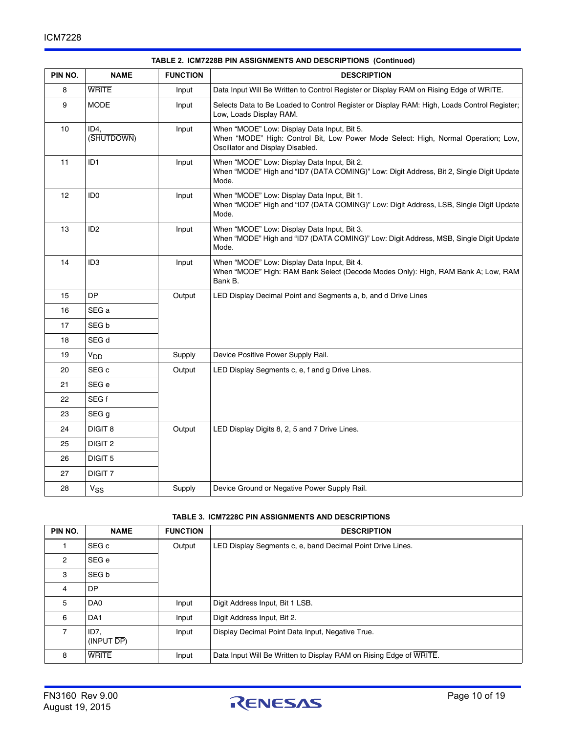**TABLE 2. ICM7228B PIN ASSIGNMENTS AND DESCRIPTIONS (Continued)**

| PIN NO. | NAME | FUNCTION | DESCRIPTION |
|---|---|---|---|
| 8 | $\overline{\text{WRITE}}$ | Input | Data Input Will Be Written to Control Register or Display RAM on Rising Edge of WRITE. |
| 9 | MODE | Input | Selects Data to Be Loaded to Control Register or Display RAM: High, Loads Control Register; Low, Loads Display RAM. |
| 10 | ID4, ($\overline{\text{SHUTDOWN}}$) | Input | When "MODE" Low: Display Data Input, Bit 5. When "MODE" High: Control Bit, Low Power Mode Select: High, Normal Operation; Low, Oscillator and Display Disabled. |
| 11 | ID1 | Input | When "MODE" Low: Display Data Input, Bit 2. When "MODE" High and "ID7 (DATA COMING)" Low: Digit Address, Bit 2, Single Digit Update Mode. |
| 12 | ID0 | Input | When "MODE" Low: Display Data Input, Bit 1. When "MODE" High and "ID7 (DATA COMING)" Low: Digit Address, LSB, Single Digit Update Mode. |
| 13 | ID2 | Input | When "MODE" Low: Display Data Input, Bit 3. When "MODE" High and "ID7 (DATA COMING)" Low: Digit Address, MSB, Single Digit Update Mode. |
| 14 | ID3 | Input | When "MODE" Low: Display Data Input, Bit 4. When "MODE" High: RAM Bank Select (Decode Modes Only): High, RAM Bank A; Low, RAM Bank B. |
| 15 | DP | Output | LED Display Decimal Point and Segments a, b, and d Drive Lines |
| 16 | SEG a | | |
| 17 | SEG b | | |
| 18 | SEG d | | |
| 19 | $V_{DD}$ | Supply | Device Positive Power Supply Rail. |
| 20 | SEG c | Output | LED Display Segments c, e, f and g Drive Lines. |
| 21 | SEG e | | |
| 22 | SEG f | | |
| 23 | SEG g | | |
| 24 | DIGIT 8 | Output | LED Display Digits 8, 2, 5 and 7 Drive Lines. |
| 25 | DIGIT 2 | | |
| 26 | DIGIT 5 | | |
| 27 | DIGIT 7 | | |
| 28 | $V_{SS}$ | Supply | Device Ground or Negative Power Supply Rail. |

**TABLE 3. ICM7228C PIN ASSIGNMENTS AND DESCRIPTIONS**

| PIN NO. | NAME | FUNCTION | DESCRIPTION |
|---|---|---|---|
| 1 | SEG c | Output | LED Display Segments c, e, band Decimal Point Drive Lines. |
| 2 | SEG e | | |
| 3 | SEG b | | |
| 4 | DP | | |
| 5 | DA0 | Input | Digit Address Input, Bit 1 LSB. |
| 6 | DA1 | Input | Digit Address Input, Bit 2. |
| 7 | ID7, (INPUT $\overline{\text{DP}}$) | Input | Display Decimal Point Data Input, Negative True. |
| 8 | $\overline{\text{WRITE}}$ | Input | Data Input Will Be Written to Display RAM on Rising Edge of $\overline{\text{WRITE}}$. |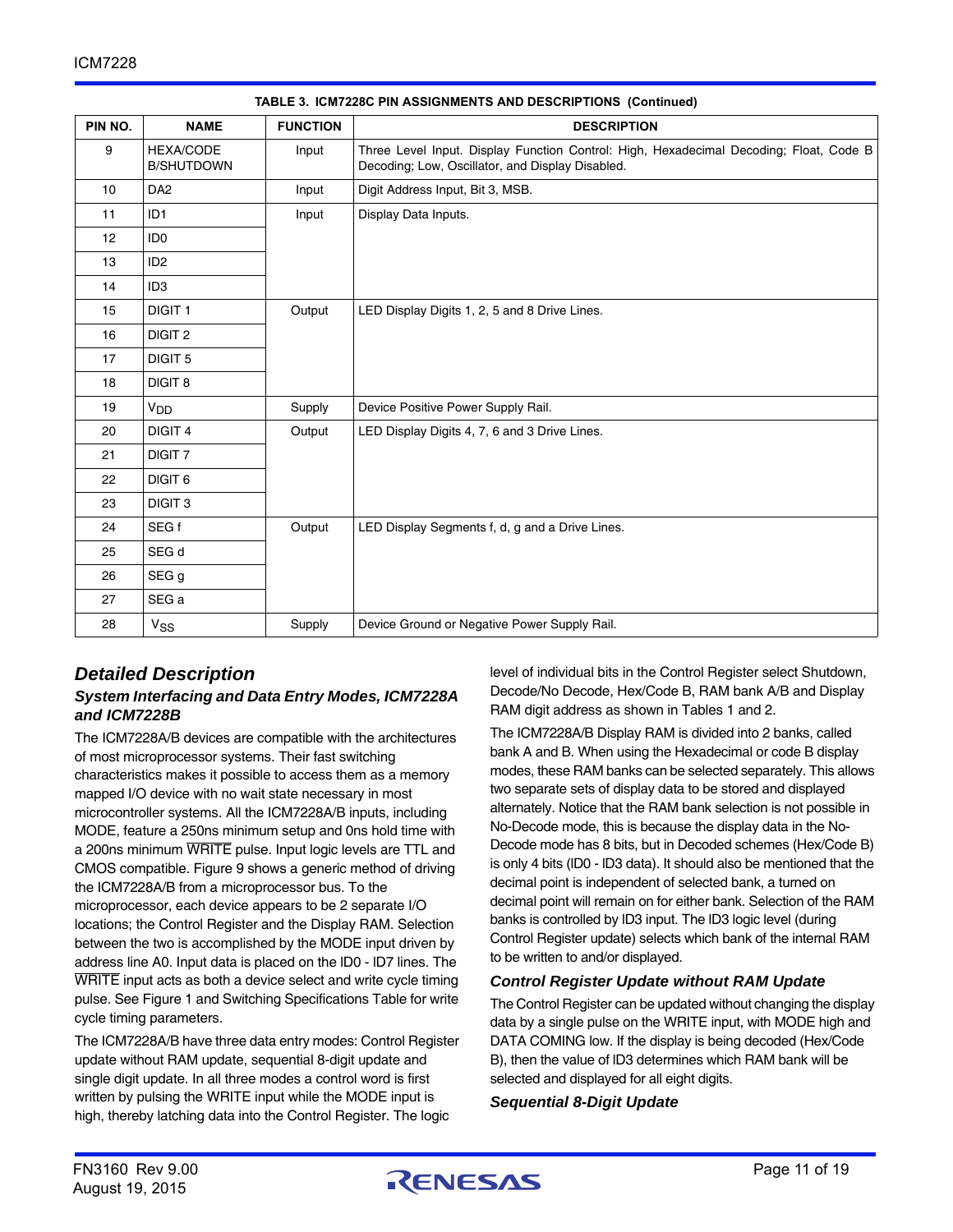**TABLE 3. ICM7228C PIN ASSIGNMENTS AND DESCRIPTIONS (Continued)**

| PIN NO. | NAME | FUNCTION | DESCRIPTION |
|---|---|---|---|
| 9 | HEXA/CODE B/SHUTDOWN | Input | Three Level Input. Display Function Control: High, Hexadecimal Decoding; Float, Code B Decoding; Low, Oscillator, and Display Disabled. |
| 10 | DA2 | Input | Digit Address Input, Bit 3, MSB. |
| 11 | ID1 | Input | Display Data Inputs. |
| 12 | ID0 | | |
| 13 | ID2 | | |
| 14 | ID3 | | |
| 15 | DIGIT 1 | Output | LED Display Digits 1, 2, 5 and 8 Drive Lines. |
| 16 | DIGIT 2 | | |
| 17 | DIGIT 5 | | |
| 18 | DIGIT 8 | | |
| 19 | $V_{DD}$ | Supply | Device Positive Power Supply Rail. |
| 20 | DIGIT 4 | Output | LED Display Digits 4, 7, 6 and 3 Drive Lines. |
| 21 | DIGIT 7 | | |
| 22 | DIGIT 6 | | |
| 23 | DIGIT 3 | | |
| 24 | SEG f | Output | LED Display Segments f, d, g and a Drive Lines. |
| 25 | SEG d | | |
| 26 | SEG g | | |
| 27 | SEG a | | |
| 28 | $V_{SS}$ | Supply | Device Ground or Negative Power Supply Rail. |

## Detailed Description

### System Interfacing and Data Entry Modes, ICM7228A and ICM7228B

The ICM7228A/B devices are compatible with the architectures of most microprocessor systems. Their fast switching characteristics makes it possible to access them as a memory mapped I/O device with no wait state necessary in most microcontroller systems. All the ICM7228A/B inputs, including MODE, feature a 250ns minimum setup and 0ns hold time with a 200ns minimum $\overline{\text{WRITE}}$ pulse. Input logic levels are TTL and CMOS compatible. Figure 9 shows a generic method of driving the ICM7228A/B from a microprocessor bus. To the microprocessor, each device appears to be 2 separate I/O locations; the Control Register and the Display RAM. Selection between the two is accomplished by the MODE input driven by address line A0. Input data is placed on the ID0 - ID7 lines. The $\overline{\text{WRITE}}$ input acts as both a device select and write cycle timing pulse. See Figure 1 and Switching Specifications Table for write cycle timing parameters.

The ICM7228A/B have three data entry modes: Control Register update without RAM update, sequential 8-digit update and single digit update. In all three modes a control word is first written by pulsing the WRITE input while the MODE input is high, thereby latching data into the Control Register. The logic level of individual bits in the Control Register select Shutdown, Decode/No Decode, Hex/Code B, RAM bank A/B and Display RAM digit address as shown in Tables 1 and 2.

The ICM7228A/B Display RAM is divided into 2 banks, called bank A and B. When using the Hexadecimal or code B display modes, these RAM banks can be selected separately. This allows two separate sets of display data to be stored and displayed alternately. Notice that the RAM bank selection is not possible in No-Decode mode, this is because the display data in the No-Decode mode has 8 bits, but in Decoded schemes (Hex/Code B) is only 4 bits (ID0 - ID3 data). It should also be mentioned that the decimal point is independent of selected bank, a turned on decimal point will remain on for either bank. Selection of the RAM banks is controlled by ID3 input. The ID3 logic level (during Control Register update) selects which bank of the internal RAM to be written to and/or displayed.

### Control Register Update without RAM Update

The Control Register can be updated without changing the display data by a single pulse on the WRITE input, with MODE high and DATA COMING low. If the display is being decoded (Hex/Code B), then the value of ID3 determines which RAM bank will be selected and displayed for all eight digits.

### Sequential 8-Digit Update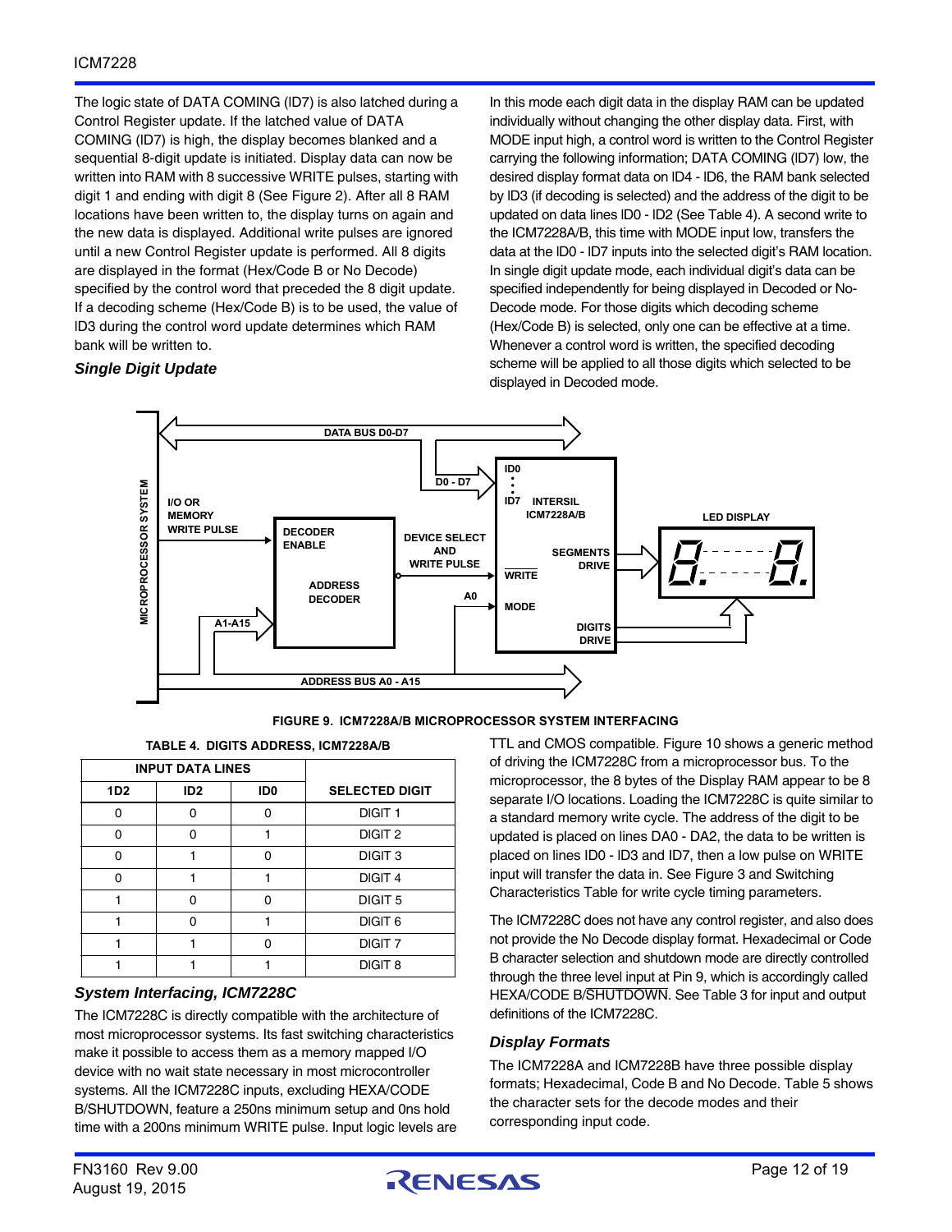The logic state of DATA COMING (ID7) is also latched during a Control Register update. If the latched value of DATA COMING (ID7) is high, the display becomes blanked and a sequential 8-digit update is initiated. Display data can now be written into RAM with 8 successive WRITE pulses, starting with digit 1 and ending with digit 8 (See Figure 2). After all 8 RAM locations have been written to, the display turns on again and the new data is displayed. Additional write pulses are ignored until a new Control Register update is performed. All 8 digits are displayed in the format (Hex/Code B or No Decode) specified by the control word that preceded the 8 digit update. If a decoding scheme (Hex/Code B) is to be used, the value of ID3 during the control word update determines which RAM bank will be written to.

### *Single Digit Update*

In this mode each digit data in the display RAM can be updated individually without changing the other display data. First, with MODE input high, a control word is written to the Control Register carrying the following information; DATA COMING (ID7) low, the desired display format data on ID4 - ID6, the RAM bank selected by ID3 (if decoding is selected) and the address of the digit to be updated on data lines ID0 - ID2 (See Table 4). A second write to the ICM7228A/B, this time with MODE input low, transfers the data at the ID0 - ID7 inputs into the selected digit's RAM location. In single digit update mode, each individual digit's data can be specified independently for being displayed in Decoded or No-Decode mode. For those digits which decoding scheme (Hex/Code B) is selected, only one can be effective at a time. Whenever a control word is written, the specified decoding scheme will be applied to all those digits which selected to be displayed in Decoded mode.

**FIGURE 9. ICM7228A/B MICROPROCESSOR SYSTEM INTERFACING**

**TABLE 4. DIGITS ADDRESS, ICM7228A/B**

| INPUT DATA LINES | | | SELECTED DIGIT |
|---|---|---|---|
| 1D2 | ID2 | ID0 | |
| 0 | 0 | 0 | DIGIT 1 |
| 0 | 0 | 1 | DIGIT 2 |
| 0 | 1 | 0 | DIGIT 3 |
| 0 | 1 | 1 | DIGIT 4 |
| 1 | 0 | 0 | DIGIT 5 |
| 1 | 0 | 1 | DIGIT 6 |
| 1 | 1 | 0 | DIGIT 7 |
| 1 | 1 | 1 | DIGIT 8 |

### *System Interfacing, ICM7228C*

The ICM7228C is directly compatible with the architecture of most microprocessor systems. Its fast switching characteristics make it possible to access them as a memory mapped I/O device with no wait state necessary in most microcontroller systems. All the ICM7228C inputs, excluding HEXA/CODE B/SHUTDOWN, feature a 250ns minimum setup and 0ns hold time with a 200ns minimum WRITE pulse. Input logic levels are TTL and CMOS compatible. Figure 10 shows a generic method of driving the ICM7228C from a microprocessor bus. To the microprocessor, the 8 bytes of the Display RAM appear to be 8 separate I/O locations. Loading the ICM7228C is quite similar to a standard memory write cycle. The address of the digit to be updated is placed on lines DA0 - DA2, the data to be written is placed on lines ID0 - ID3 and ID7, then a low pulse on WRITE input will transfer the data in. See Figure 3 and Switching Characteristics Table for write cycle timing parameters.

The ICM7228C does not have any control register, and also does not provide the No Decode display format. Hexadecimal or Code B character selection and shutdown mode are directly controlled through the three level input at Pin 9, which is accordingly called HEXA/CODE B/SHUTDOWN. See Table 3 for input and output definitions of the ICM7228C.

### *Display Formats*

The ICM7228A and ICM7228B have three possible display formats; Hexadecimal, Code B and No Decode. Table 5 shows the character sets for the decode modes and their corresponding input code.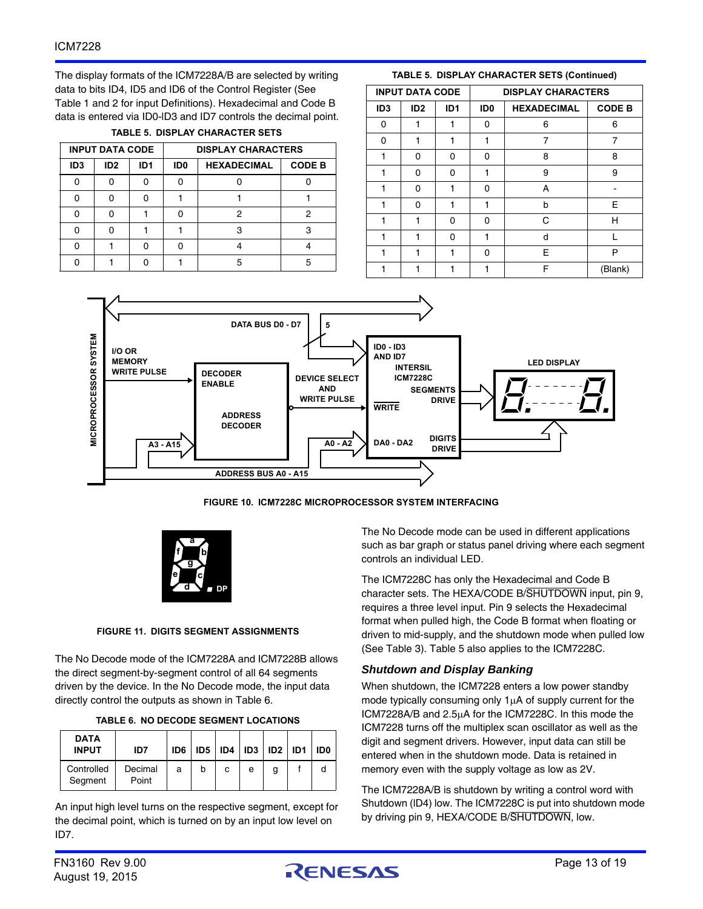The display formats of the ICM7228A/B are selected by writing data to bits ID4, ID5 and ID6 of the Control Register (See Table 1 and 2 for input Definitions). Hexadecimal and Code B data is entered via ID0-ID3 and ID7 controls the decimal point.

**TABLE 5. DISPLAY CHARACTER SETS**

| INPUT DATA CODE | | | | DISPLAY CHARACTERS | |
|---|---|---|---|---|---|
| ID3 | ID2 | ID1 | ID0 | HEXADECIMAL | CODE B |
| 0 | 0 | 0 | 0 | 0 | 0 |
| 0 | 0 | 0 | 1 | 1 | 1 |
| 0 | 0 | 1 | 0 | 2 | 2 |
| 0 | 0 | 1 | 1 | 3 | 3 |
| 0 | 1 | 0 | 0 | 4 | 4 |
| 0 | 1 | 0 | 1 | 5 | 5 |
| 0 | 1 | 1 | 0 | 6 | 6 |
| 0 | 1 | 1 | 1 | 7 | 7 |
| 1 | 0 | 0 | 0 | 8 | 8 |
| 1 | 0 | 0 | 1 | 9 | 9 |
| 1 | 0 | 1 | 0 | A | - |
| 1 | 0 | 1 | 1 | b | E |
| 1 | 1 | 0 | 0 | C | H |
| 1 | 1 | 0 | 1 | d | L |
| 1 | 1 | 1 | 0 | E | P |
| 1 | 1 | 1 | 1 | F | (Blank) |

**FIGURE 10. ICM7228C MICROPROCESSOR SYSTEM INTERFACING**

**FIGURE 11. DIGITS SEGMENT ASSIGNMENTS**

The No Decode mode of the ICM7228A and ICM7228B allows the direct segment-by-segment control of all 64 segments driven by the device. In the No Decode mode, the input data directly control the outputs as shown in Table 6.

**TABLE 6. NO DECODE SEGMENT LOCATIONS**

| DATA INPUT | ID7 | ID6 | ID5 | ID4 | ID3 | ID2 | ID1 | ID0 |
|---|---|---|---|---|---|---|---|---|
| Controlled Segment | Decimal Point | a | b | c | e | g | f | d |

An input high level turns on the respective segment, except for the decimal point, which is turned on by an input low level on ID7.

The No Decode mode can be used in different applications such as bar graph or status panel driving where each segment controls an individual LED.

The ICM7228C has only the Hexadecimal and Code B character sets. The HEXA/CODE B/$\overline{\text{SHUTDOWN}}$ input, pin 9, requires a three level input. Pin 9 selects the Hexadecimal format when pulled high, the Code B format when floating or driven to mid-supply, and the shutdown mode when pulled low (See Table 3). Table 5 also applies to the ICM7228C.

### *Shutdown and Display Banking*

When shutdown, the ICM7228 enters a low power standby mode typically consuming only 1μA of supply current for the ICM7228A/B and 2.5μA for the ICM7228C. In this mode the ICM7228 turns off the multiplex scan oscillator as well as the digit and segment drivers. However, input data can still be entered when in the shutdown mode. Data is retained in memory even with the supply voltage as low as 2V.

The ICM7228A/B is shutdown by writing a control word with Shutdown (ID4) low. The ICM7228C is put into shutdown mode by driving pin 9, HEXA/CODE B/$\overline{\text{SHUTDOWN}}$, low.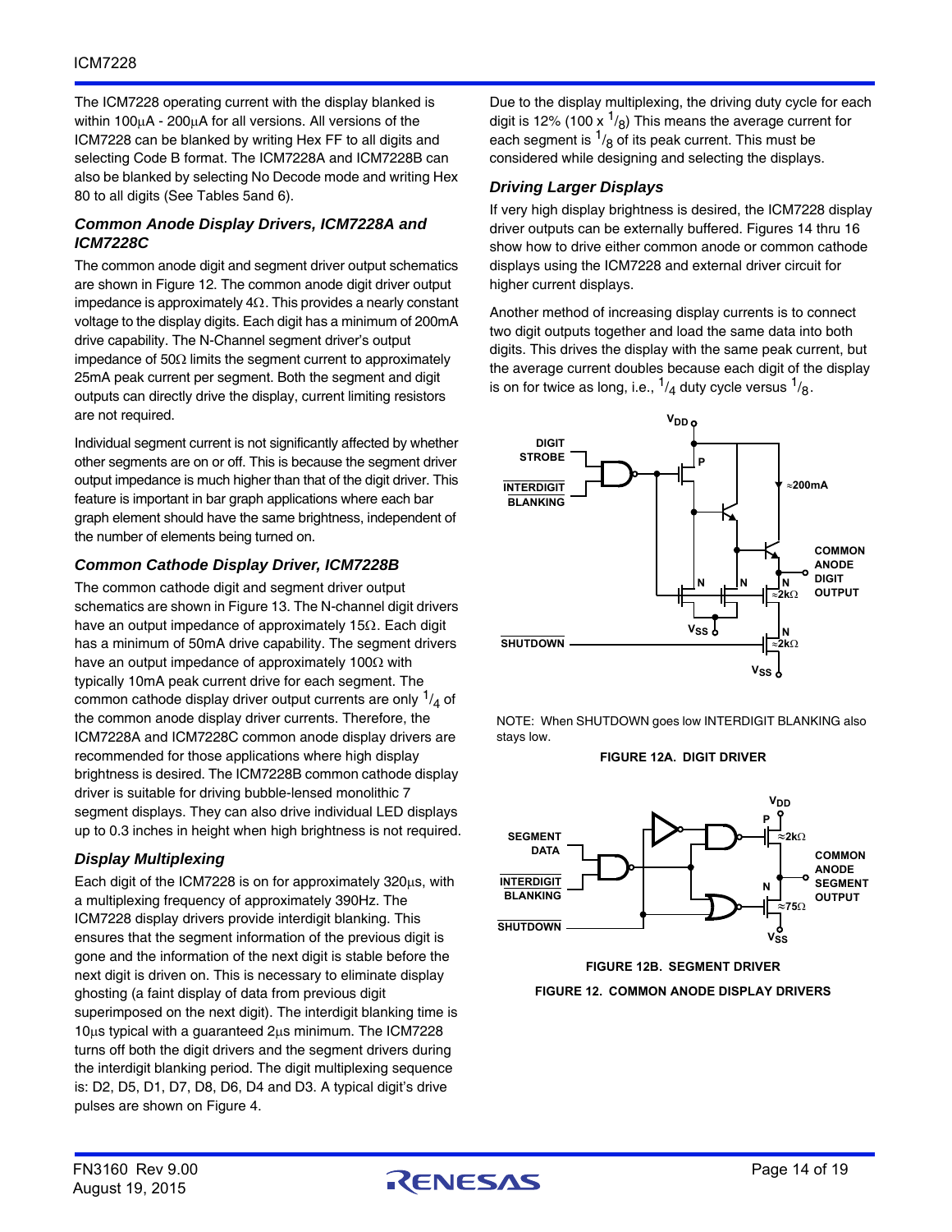The ICM7228 operating current with the display blanked is within 100µA - 200µA for all versions. All versions of the ICM7228 can be blanked by writing Hex FF to all digits and selecting Code B format. The ICM7228A and ICM7228B can also be blanked by selecting No Decode mode and writing Hex 80 to all digits (See Tables 5and 6).

### *Common Anode Display Drivers, ICM7228A and ICM7228C*

The common anode digit and segment driver output schematics are shown in Figure 12. The common anode digit driver output impedance is approximately 4Ω. This provides a nearly constant voltage to the display digits. Each digit has a minimum of 200mA drive capability. The N-Channel segment driver's output impedance of 50Ω limits the segment current to approximately 25mA peak current per segment. Both the segment and digit outputs can directly drive the display, current limiting resistors are not required.

Individual segment current is not significantly affected by whether other segments are on or off. This is because the segment driver output impedance is much higher than that of the digit driver. This feature is important in bar graph applications where each bar graph element should have the same brightness, independent of the number of elements being turned on.

### *Common Cathode Display Driver, ICM7228B*

The common cathode digit and segment driver output schematics are shown in Figure 13. The N-channel digit drivers have an output impedance of 15Ω. Each digit has a minimum of 50mA drive capability. The segment drivers have an output impedance of approximately 100Ω with typically 10mA peak current drive for each segment. The common cathode display driver output currents are only $^1/_4$ of the common anode display driver currents. Therefore, the ICM7228A and ICM7228C common anode display drivers are recommended for those applications where high display brightness is desired. The ICM7228B common cathode display driver is suitable for driving bubble-lensed monolithic 7 segment displays. They can also drive individual LED displays up to 0.3 inches in height when high brightness is not required.

### *Display Multiplexing*

Each digit of the ICM7228 is on for approximately 320µs, with a multiplexing frequency of approximately 390Hz. The ICM7228 display drivers provide interdigit blanking. This ensures that the segment information of the previous digit is gone and the information of the next digit is stable before the next digit is driven on. This is necessary to eliminate display ghosting (a faint display of data from previous digit superimposed on the next digit). The interdigit blanking time is 10µs typical with a guaranteed 2µs minimum. The ICM7228 turns off both the digit drivers and the segment drivers during the interdigit blanking period. The digit multiplexing sequence is: D2, D5, D1, D7, D8, D6, D4 and D3. A typical digit's drive pulses are shown on Figure 4.

Due to the display multiplexing, the driving duty cycle for each digit is 12% (100 x $^1/_8$) This means the average current for each segment is $^1/_8$ of its peak current. This must be considered while designing and selecting the displays.

### *Driving Larger Displays*

If very high display brightness is desired, the ICM7228 display driver outputs can be externally buffered. Figures 14 thru 16 show how to drive either common anode or common cathode displays using the ICM7228 and external driver circuit for higher current displays.

Another method of increasing display currents is to connect two digit outputs together and load the same data into both digits. This drives the display with the same peak current, but the average current doubles because each digit of the display is on for twice as long, i.e., $^1/_4$ duty cycle versus $^1/_8$.

NOTE: When SHUTDOWN goes low INTERDIGIT BLANKING also stays low.

**FIGURE 12A. DIGIT DRIVER**

**FIGURE 12B. SEGMENT DRIVER**

**FIGURE 12. COMMON ANODE DISPLAY DRIVERS**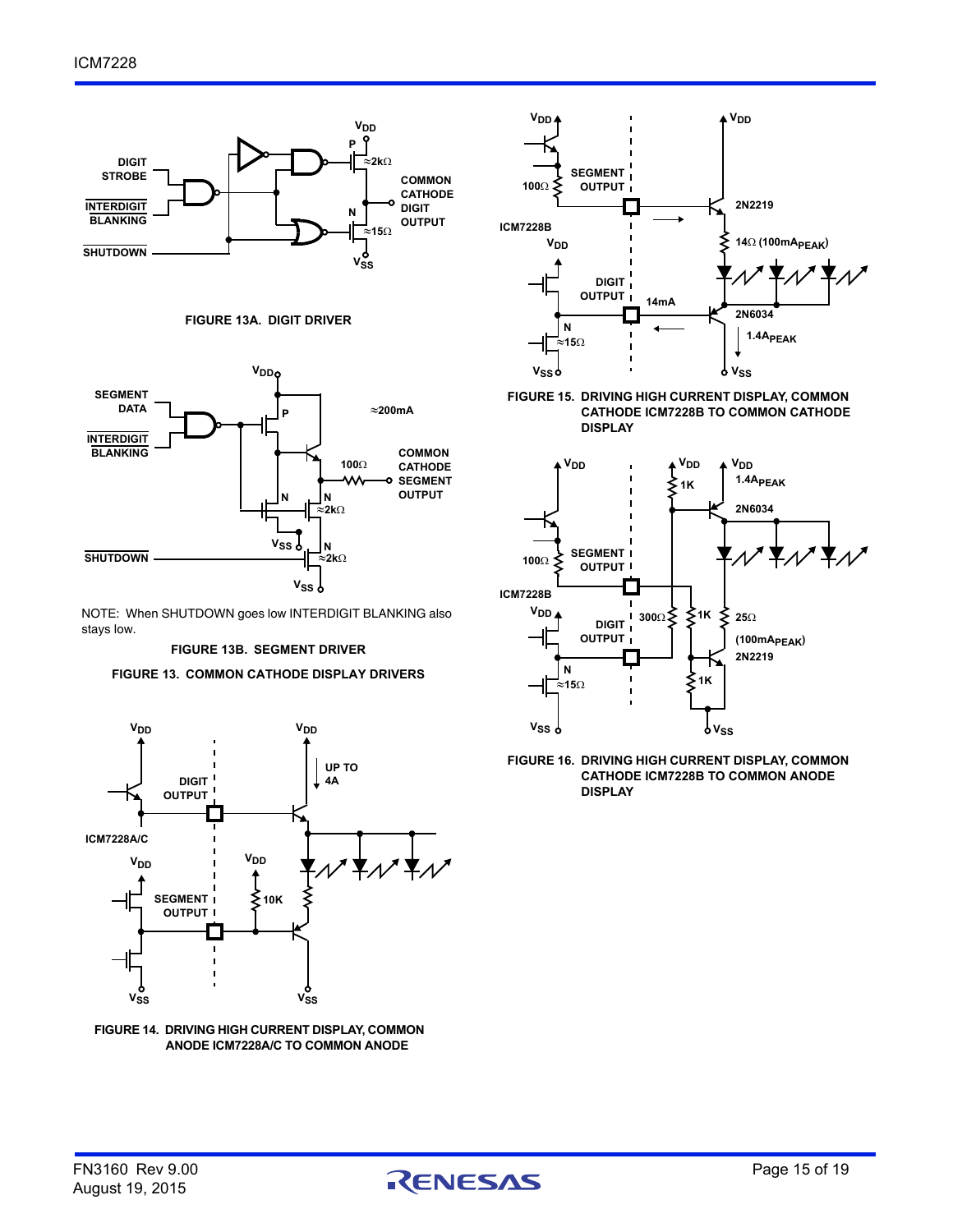FIGURE 13A. DIGIT DRIVER

NOTE: When SHUTDOWN goes low INTERDIGIT BLANKING also stays low.

FIGURE 13B. SEGMENT DRIVER

FIGURE 13. COMMON CATHODE DISPLAY DRIVERS

FIGURE 14. DRIVING HIGH CURRENT DISPLAY, COMMON ANODE ICM7228A/C TO COMMON ANODE

FIGURE 15. DRIVING HIGH CURRENT DISPLAY, COMMON CATHODE ICM7228B TO COMMON CATHODE DISPLAY

FIGURE 16. DRIVING HIGH CURRENT DISPLAY, COMMON CATHODE ICM7228B TO COMMON ANODE DISPLAY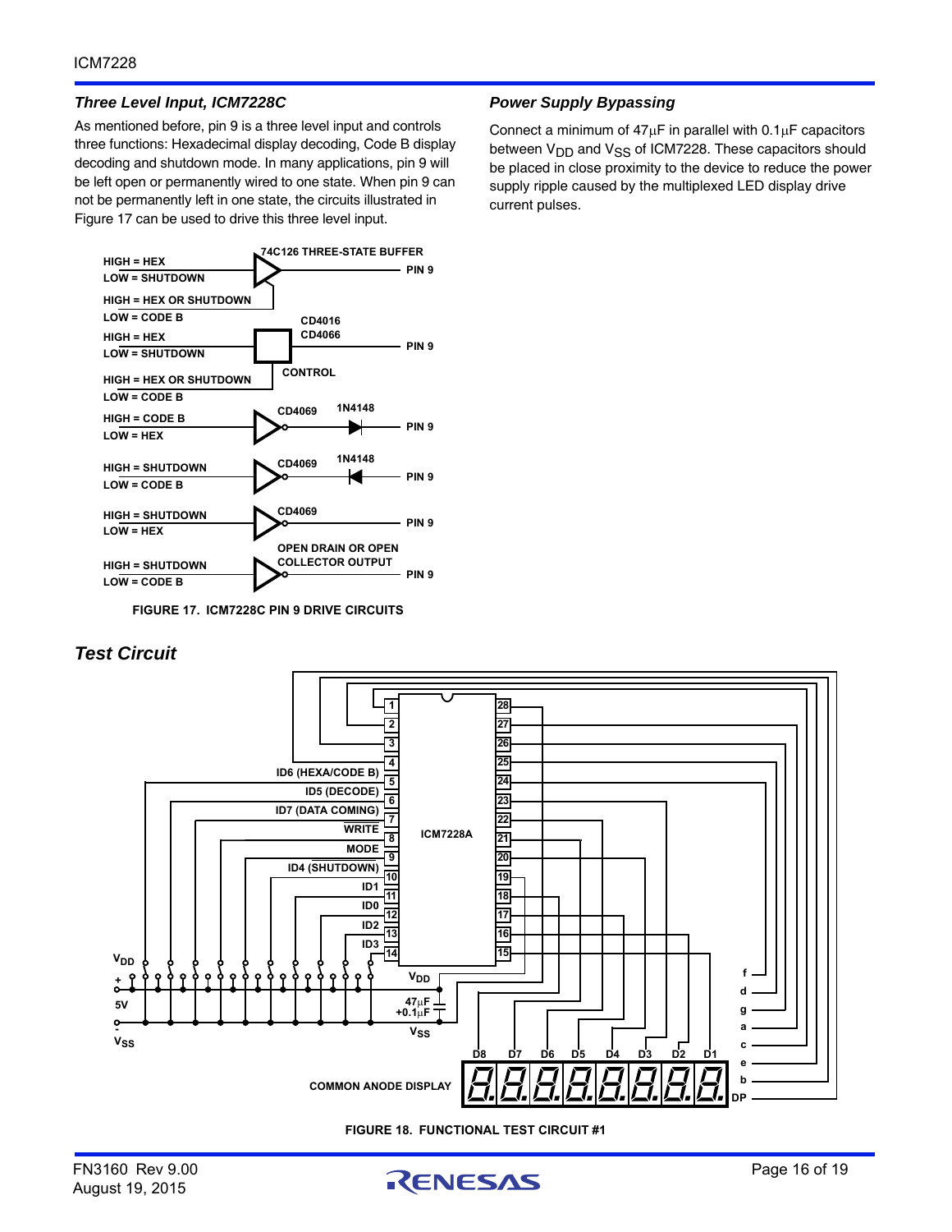### Three Level Input, ICM7228C

As mentioned before, pin 9 is a three level input and controls three functions: Hexadecimal display decoding, Code B display decoding and shutdown mode. In many applications, pin 9 will be left open or permanently wired to one state. When pin 9 can not be permanently left in one state, the circuits illustrated in Figure 17 can be used to drive this three level input.

FIGURE 17. ICM7228C PIN 9 DRIVE CIRCUITS

### Power Supply Bypassing

Connect a minimum of 47μF in parallel with 0.1μF capacitors between $V_{DD}$ and $V_{SS}$ of ICM7228. These capacitors should be placed in close proximity to the device to reduce the power supply ripple caused by the multiplexed LED display drive current pulses.

## Test Circuit

FIGURE 18. FUNCTIONAL TEST CIRCUIT #1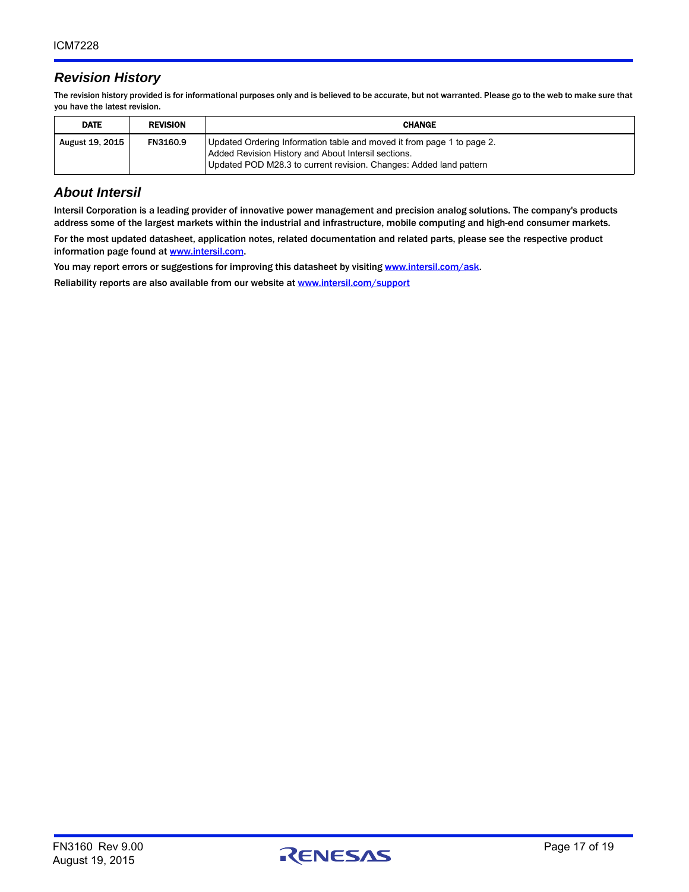## Revision History

The revision history provided is for informational purposes only and is believed to be accurate, but not warranted. Please go to the web to make sure that you have the latest revision.

| DATE | REVISION | CHANGE |
|---|---|---|
| August 19, 2015 | FN3160.9 | Updated Ordering Information table and moved it from page 1 to page 2.<br>Added Revision History and About Intersil sections.<br>Updated POD M28.3 to current revision. Changes: Added land pattern |

## About Intersil

Intersil Corporation is a leading provider of innovative power management and precision analog solutions. The company's products address some of the largest markets within the industrial and infrastructure, mobile computing and high-end consumer markets.

For the most updated datasheet, application notes, related documentation and related parts, please see the respective product information page found at www.intersil.com.

You may report errors or suggestions for improving this datasheet by visiting www.intersil.com/ask.

Reliability reports are also available from our website at www.intersil.com/support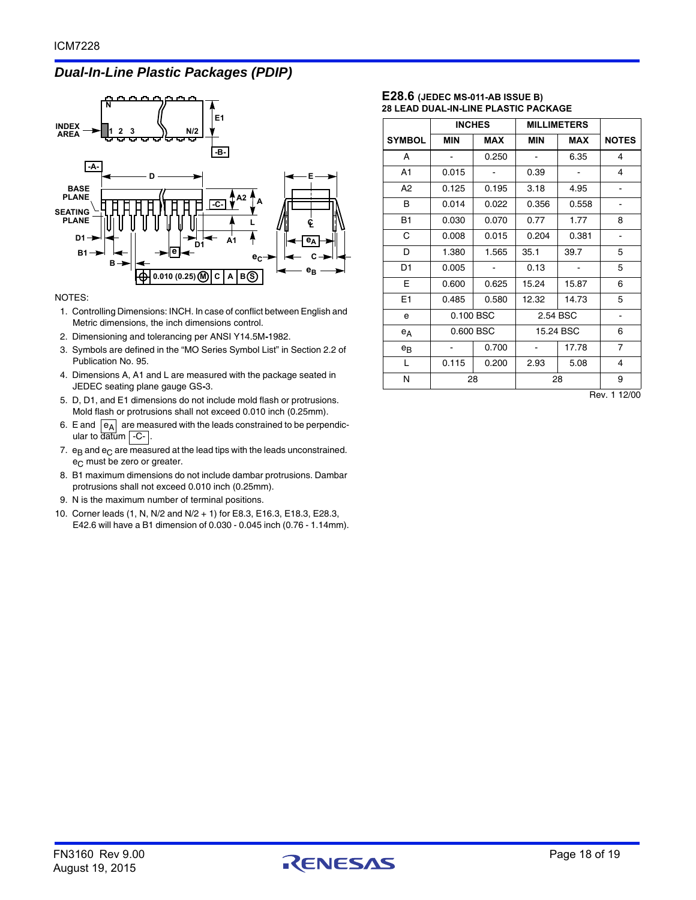## Dual-In-Line Plastic Packages (PDIP)

NOTES:

1. Controlling Dimensions: INCH. In case of conflict between English and Metric dimensions, the inch dimensions control.
2. Dimensioning and tolerancing per ANSI Y14.5M-1982.
3. Symbols are defined in the “MO Series Symbol List” in Section 2.2 of Publication No. 95.
4. Dimensions A, A1 and L are measured with the package seated in JEDEC seating plane gauge GS-3.
5. D, D1, and E1 dimensions do not include mold flash or protrusions. Mold flash or protrusions shall not exceed 0.010 inch (0.25mm).
6. E and $e_A$ are measured with the leads constrained to be perpendicular to datum -C-.
7. $e_B$ and $e_C$ are measured at the lead tips with the leads unconstrained. $e_C$ must be zero or greater.
8. B1 maximum dimensions do not include dambar protrusions. Dambar protrusions shall not exceed 0.010 inch (0.25mm).
9. N is the maximum number of terminal positions.
10. Corner leads (1, N, N/2 and N/2 + 1) for E8.3, E16.3, E18.3, E28.3, E42.6 will have a B1 dimension of 0.030 - 0.045 inch (0.76 - 1.14mm).

### E28.6 (JEDEC MS-011-AB ISSUE B)
**28 LEAD DUAL-IN-LINE PLASTIC PACKAGE**

| | INCHES | | MILLIMETERS | | |
|---|---|---|---|---|---|
| SYMBOL | MIN | MAX | MIN | MAX | NOTES |
| A | - | 0.250 | - | 6.35 | 4 |
| A1 | 0.015 | - | 0.39 | - | 4 |
| A2 | 0.125 | 0.195 | 3.18 | 4.95 | - |
| B | 0.014 | 0.022 | 0.356 | 0.558 | - |
| B1 | 0.030 | 0.070 | 0.77 | 1.77 | 8 |
| C | 0.008 | 0.015 | 0.204 | 0.381 | - |
| D | 1.380 | 1.565 | 35.1 | 39.7 | 5 |
| D1 | 0.005 | - | 0.13 | - | 5 |
| E | 0.600 | 0.625 | 15.24 | 15.87 | 6 |
| E1 | 0.485 | 0.580 | 12.32 | 14.73 | 5 |
| e | 0.100 BSC | | 2.54 BSC | | - |
| $e_A$ | 0.600 BSC | | 15.24 BSC | | 6 |
| $e_B$ | - | 0.700 | - | 17.78 | 7 |
| L | 0.115 | 0.200 | 2.93 | 5.08 | 4 |
| N | 28 | | 28 | | 9 |

Rev. 1 12/00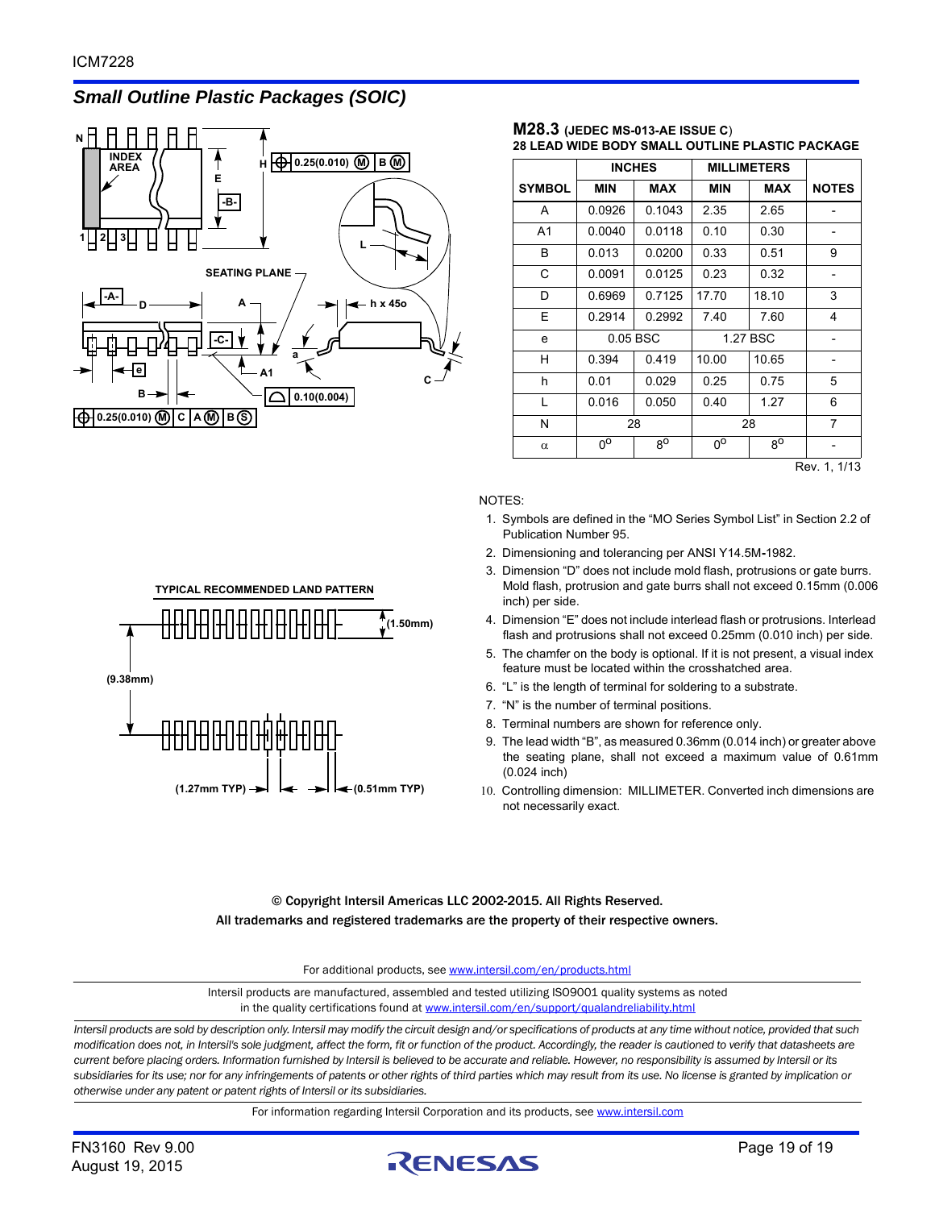## Small Outline Plastic Packages (SOIC)

N
INDEX AREA
H
0.25(0.010) M B M
E
-B-
1 2 3
L
SEATING PLANE
-A-
D
A
h x 45o
-C-
a
A1
e
B
0.10(0.004)
C
0.25(0.010) M C A M B S

**TYPICAL RECOMMENDED LAND PATTERN**

(1.50mm)
(9.38mm)
(1.27mm TYP)
(0.51mm TYP)

**M28.3** (JEDEC MS-013-AE ISSUE C)
**28 LEAD WIDE BODY SMALL OUTLINE PLASTIC PACKAGE**

| SYMBOL | INCHES | | MILLIMETERS | | NOTES |
|---|---|---|---|---|---|
| | MIN | MAX | MIN | MAX | |
| A | 0.0926 | 0.1043 | 2.35 | 2.65 | - |
| A1 | 0.0040 | 0.0118 | 0.10 | 0.30 | - |
| B | 0.013 | 0.0200 | 0.33 | 0.51 | 9 |
| C | 0.0091 | 0.0125 | 0.23 | 0.32 | - |
| D | 0.6969 | 0.7125 | 17.70 | 18.10 | 3 |
| E | 0.2914 | 0.2992 | 7.40 | 7.60 | 4 |
| e | 0.05 BSC | | 1.27 BSC | | - |
| H | 0.394 | 0.419 | 10.00 | 10.65 | - |
| h | 0.01 | 0.029 | 0.25 | 0.75 | 5 |
| L | 0.016 | 0.050 | 0.40 | 1.27 | 6 |
| N | 28 | | 28 | | 7 |
| $\alpha$ | $0^o$ | $8^o$ | $0^o$ | $8^o$ | - |

Rev. 1, 1/13

NOTES:

1. Symbols are defined in the "MO Series Symbol List" in Section 2.2 of Publication Number 95.
2. Dimensioning and tolerancing per ANSI Y14.5M-1982.
3. Dimension "D" does not include mold flash, protrusions or gate burrs. Mold flash, protrusion and gate burrs shall not exceed 0.15mm (0.006 inch) per side.
4. Dimension "E" does not include interlead flash or protrusions. Interlead flash and protrusions shall not exceed 0.25mm (0.010 inch) per side.
5. The chamfer on the body is optional. If it is not present, a visual index feature must be located within the crosshatched area.
6. "L" is the length of terminal for soldering to a substrate.
7. "N" is the number of terminal positions.
8. Terminal numbers are shown for reference only.
9. The lead width "B", as measured 0.36mm (0.014 inch) or greater above the seating plane, shall not exceed a maximum value of 0.61mm (0.024 inch)
10. Controlling dimension: MILLIMETER. Converted inch dimensions are not necessarily exact.

© Copyright Intersil Americas LLC 2002-2015. All Rights Reserved.
All trademarks and registered trademarks are the property of their respective owners.

For additional products, see www.intersil.com/en/products.html

Intersil products are manufactured, assembled and tested utilizing ISO9001 quality systems as noted in the quality certifications found at www.intersil.com/en/support/qualandreliability.html

*Intersil products are sold by description only. Intersil may modify the circuit design and/or specifications of products at any time without notice, provided that such modification does not, in Intersil's sole judgment, affect the form, fit or function of the product. Accordingly, the reader is cautioned to verify that datasheets are current before placing orders. Information furnished by Intersil is believed to be accurate and reliable. However, no responsibility is assumed by Intersil or its subsidiaries for its use; nor for any infringements of patents or other rights of third parties which may result from its use. No license is granted by implication or otherwise under any patent or patent rights of Intersil or its subsidiaries.*

For information regarding Intersil Corporation and its products, see www.intersil.com